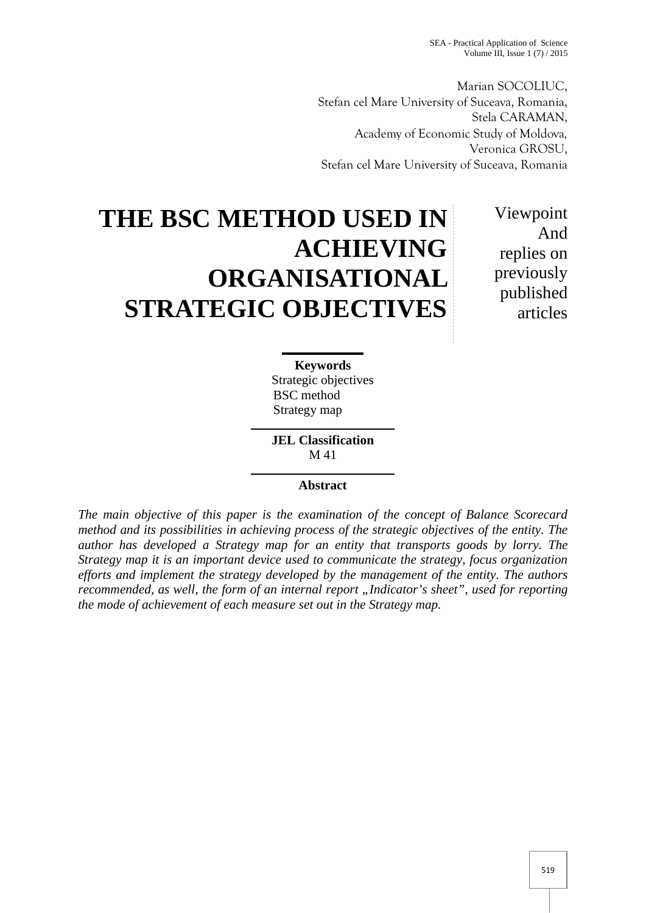Marian SOCOLIUC,
Stefan cel Mare University of Suceava, Romania,
Stela CARAMAN,
Academy of Economic Study of Moldova,
Veronica GROSU,
Stefan cel Mare University of Suceava, Romania

# THE BSC METHOD USED IN ACHIEVING ORGANISATIONAL STRATEGIC OBJECTIVES

Viewpoint And replies on previously published articles

**Keywords**

Strategic objectives
BSC method
Strategy map

**JEL Classification**

M 41

**Abstract**

*The main objective of this paper is the examination of the concept of Balance Scorecard method and its possibilities in achieving process of the strategic objectives of the entity. The author has developed a Strategy map for an entity that transports goods by lorry. The Strategy map it is an important device used to communicate the strategy, focus organization efforts and implement the strategy developed by the management of the entity. The authors recommended, as well, the form of an internal report „Indicator's sheet", used for reporting the mode of achievement of each measure set out in the Strategy map.*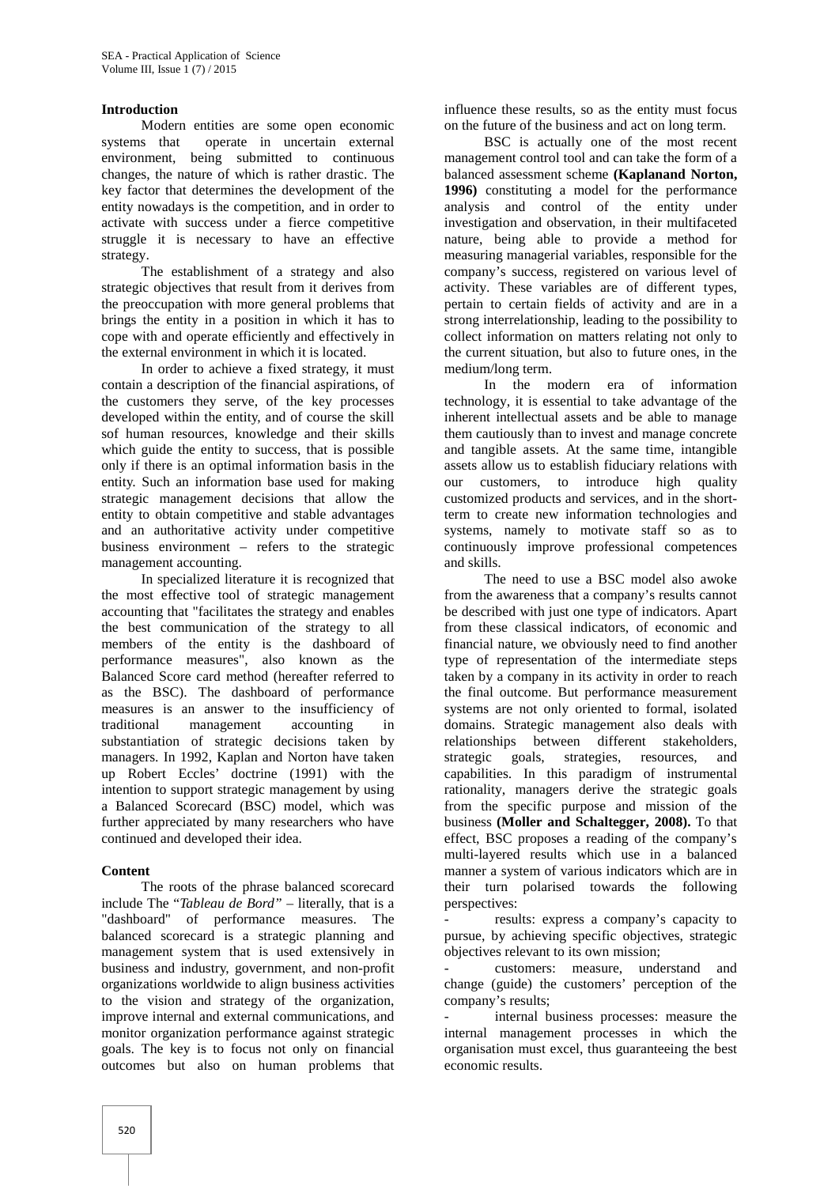## Introduction

Modern entities are some open economic systems that operate in uncertain external environment, being submitted to continuous changes, the nature of which is rather drastic. The key factor that determines the development of the entity nowadays is the competition, and in order to activate with success under a fierce competitive struggle it is necessary to have an effective strategy.

The establishment of a strategy and also strategic objectives that result from it derives from the preoccupation with more general problems that brings the entity in a position in which it has to cope with and operate efficiently and effectively in the external environment in which it is located.

In order to achieve a fixed strategy, it must contain a description of the financial aspirations, of the customers they serve, of the key processes developed within the entity, and of course the skill sof human resources, knowledge and their skills which guide the entity to success, that is possible only if there is an optimal information basis in the entity. Such an information base used for making strategic management decisions that allow the entity to obtain competitive and stable advantages and an authoritative activity under competitive business environment – refers to the strategic management accounting.

In specialized literature it is recognized that the most effective tool of strategic management accounting that "facilitates the strategy and enables the best communication of the strategy to all members of the entity is the dashboard of performance measures", also known as the Balanced Score card method (hereafter referred to as the BSC). The dashboard of performance measures is an answer to the insufficiency of traditional management accounting in substantiation of strategic decisions taken by managers. In 1992, Kaplan and Norton have taken up Robert Eccles' doctrine (1991) with the intention to support strategic management by using a Balanced Scorecard (BSC) model, which was further appreciated by many researchers who have continued and developed their idea.

## Content

The roots of the phrase balanced scorecard include The "*Tableau de Bord"* – literally, that is a "dashboard" of performance measures. The balanced scorecard is a strategic planning and management system that is used extensively in business and industry, government, and non-profit organizations worldwide to align business activities to the vision and strategy of the organization, improve internal and external communications, and monitor organization performance against strategic goals. The key is to focus not only on financial outcomes but also on human problems that influence these results, so as the entity must focus on the future of the business and act on long term.

BSC is actually one of the most recent management control tool and can take the form of a balanced assessment scheme **(Kaplanand Norton, 1996)** constituting a model for the performance analysis and control of the entity under investigation and observation, in their multifaceted nature, being able to provide a method for measuring managerial variables, responsible for the company's success, registered on various level of activity. These variables are of different types, pertain to certain fields of activity and are in a strong interrelationship, leading to the possibility to collect information on matters relating not only to the current situation, but also to future ones, in the medium/long term.

In the modern era of information technology, it is essential to take advantage of the inherent intellectual assets and be able to manage them cautiously than to invest and manage concrete and tangible assets. At the same time, intangible assets allow us to establish fiduciary relations with our customers, to introduce high quality customized products and services, and in the short-term to create new information technologies and systems, namely to motivate staff so as to continuously improve professional competences and skills.

The need to use a BSC model also awoke from the awareness that a company's results cannot be described with just one type of indicators. Apart from these classical indicators, of economic and financial nature, we obviously need to find another type of representation of the intermediate steps taken by a company in its activity in order to reach the final outcome. But performance measurement systems are not only oriented to formal, isolated domains. Strategic management also deals with relationships between different stakeholders, strategic goals, strategies, resources, and capabilities. In this paradigm of instrumental rationality, managers derive the strategic goals from the specific purpose and mission of the business **(Moller and Schaltegger, 2008).** To that effect, BSC proposes a reading of the company's multi-layered results which use in a balanced manner a system of various indicators which are in their turn polarised towards the following perspectives:

- results: express a company's capacity to pursue, by achieving specific objectives, strategic objectives relevant to its own mission;
- customers: measure, understand and change (guide) the customers' perception of the company's results;
- internal business processes: measure the internal management processes in which the organisation must excel, thus guaranteeing the best economic results.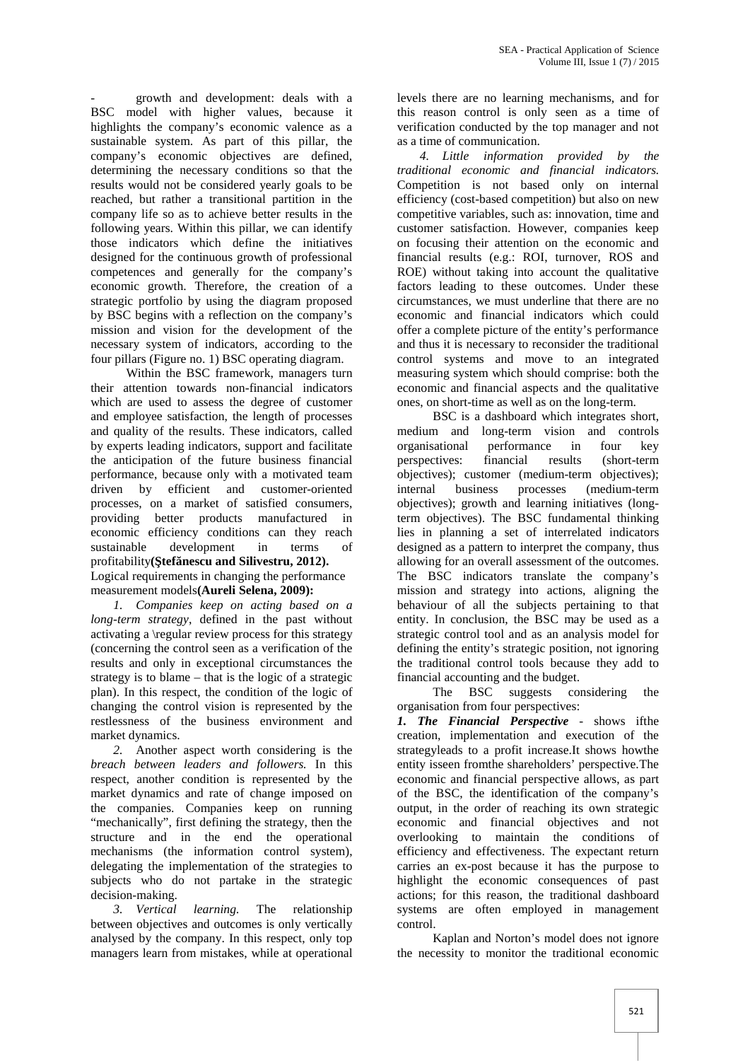- growth and development: deals with a BSC model with higher values, because it highlights the company's economic valence as a sustainable system. As part of this pillar, the company's economic objectives are defined, determining the necessary conditions so that the results would not be considered yearly goals to be reached, but rather a transitional partition in the company life so as to achieve better results in the following years. Within this pillar, we can identify those indicators which define the initiatives designed for the continuous growth of professional competences and generally for the company's economic growth. Therefore, the creation of a strategic portfolio by using the diagram proposed by BSC begins with a reflection on the company's mission and vision for the development of the necessary system of indicators, according to the four pillars (Figure no. 1) BSC operating diagram.

Within the BSC framework, managers turn their attention towards non-financial indicators which are used to assess the degree of customer and employee satisfaction, the length of processes and quality of the results. These indicators, called by experts leading indicators, support and facilitate the anticipation of the future business financial performance, because only with a motivated team driven by efficient and customer-oriented processes, on a market of satisfied consumers, providing better products manufactured in economic efficiency conditions can they reach sustainable development in terms of profitability**(Ştefănescu and Silivestru, 2012).**

Logical requirements in changing the performance measurement models**(Aureli Selena, 2009):**

*1. Companies keep on acting based on a long-term strategy*, defined in the past without activating a \regular review process for this strategy (concerning the control seen as a verification of the results and only in exceptional circumstances the strategy is to blame – that is the logic of a strategic plan). In this respect, the condition of the logic of changing the control vision is represented by the restlessness of the business environment and market dynamics.

*2.* Another aspect worth considering is the *breach between leaders and followers.* In this respect, another condition is represented by the market dynamics and rate of change imposed on the companies. Companies keep on running "mechanically", first defining the strategy, then the structure and in the end the operational mechanisms (the information control system), delegating the implementation of the strategies to subjects who do not partake in the strategic decision-making.

*3. Vertical learning.* The relationship between objectives and outcomes is only vertically analysed by the company. In this respect, only top managers learn from mistakes, while at operational levels there are no learning mechanisms, and for this reason control is only seen as a time of verification conducted by the top manager and not as a time of communication.

*4. Little information provided by the traditional economic and financial indicators.* Competition is not based only on internal efficiency (cost-based competition) but also on new competitive variables, such as: innovation, time and customer satisfaction. However, companies keep on focusing their attention on the economic and financial results (e.g.: ROI, turnover, ROS and ROE) without taking into account the qualitative factors leading to these outcomes. Under these circumstances, we must underline that there are no economic and financial indicators which could offer a complete picture of the entity's performance and thus it is necessary to reconsider the traditional control systems and move to an integrated measuring system which should comprise: both the economic and financial aspects and the qualitative ones, on short-time as well as on the long-term.

BSC is a dashboard which integrates short, medium and long-term vision and controls organisational performance in four key perspectives: financial results (short-term objectives); customer (medium-term objectives); internal business processes (medium-term objectives); growth and learning initiatives (long-term objectives). The BSC fundamental thinking lies in planning a set of interrelated indicators designed as a pattern to interpret the company, thus allowing for an overall assessment of the outcomes. The BSC indicators translate the company's mission and strategy into actions, aligning the behaviour of all the subjects pertaining to that entity. In conclusion, the BSC may be used as a strategic control tool and as an analysis model for defining the entity's strategic position, not ignoring the traditional control tools because they add to financial accounting and the budget.

The BSC suggests considering the organisation from four perspectives:

***1. The Financial Perspective*** - shows ifthe creation, implementation and execution of the strategyleads to a profit increase.It shows howthe entity isseen fromthe shareholders' perspective.The economic and financial perspective allows, as part of the BSC, the identification of the company's output, in the order of reaching its own strategic economic and financial objectives and not overlooking to maintain the conditions of efficiency and effectiveness. The expectant return carries an ex-post because it has the purpose to highlight the economic consequences of past actions; for this reason, the traditional dashboard systems are often employed in management control.

Kaplan and Norton's model does not ignore the necessity to monitor the traditional economic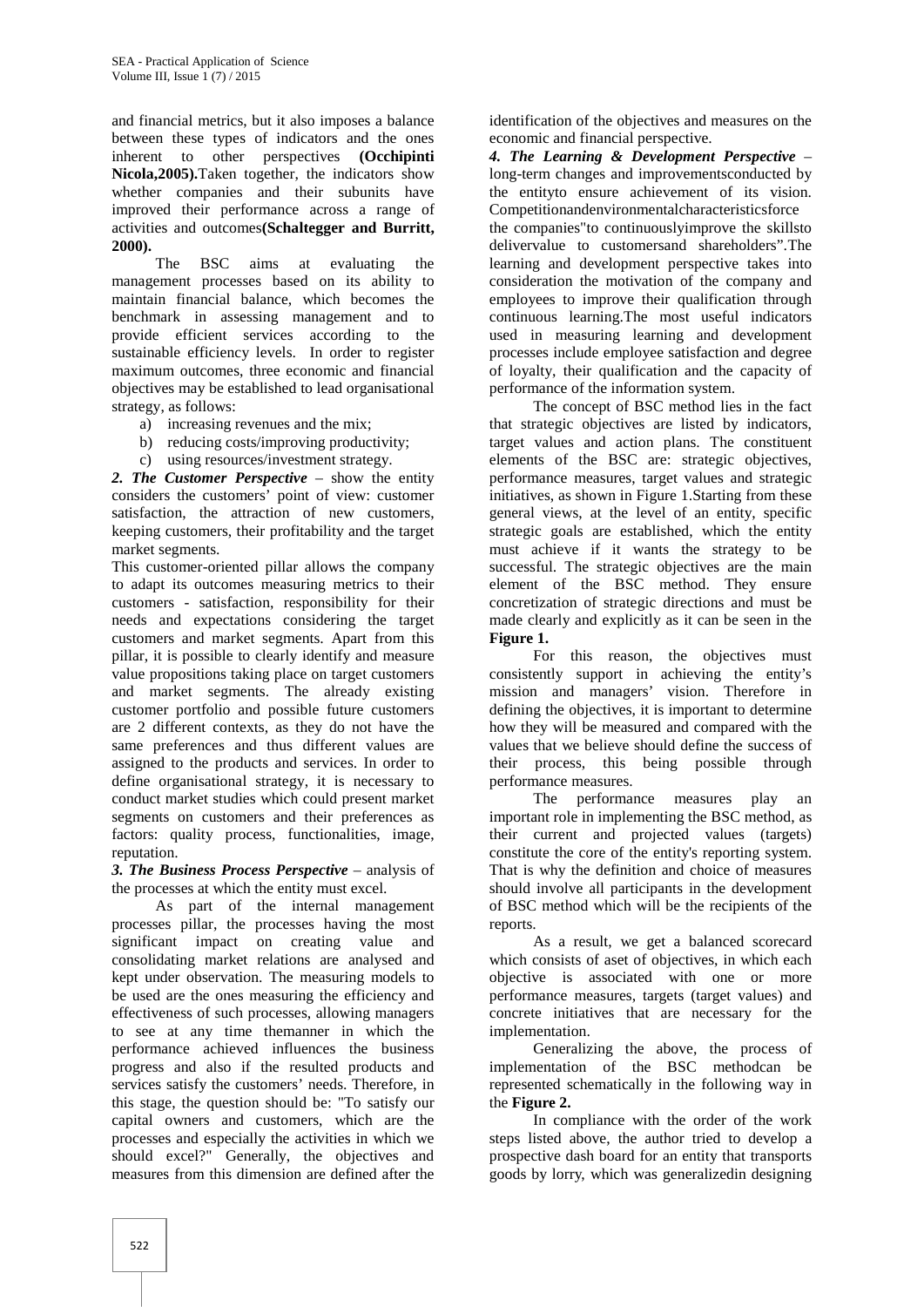and financial metrics, but it also imposes a balance between these types of indicators and the ones inherent to other perspectives **(Occhipinti Nicola,2005).**Taken together, the indicators show whether companies and their subunits have improved their performance across a range of activities and outcomes**(Schaltegger and Burritt, 2000).**

The BSC aims at evaluating the management processes based on its ability to maintain financial balance, which becomes the benchmark in assessing management and to provide efficient services according to the sustainable efficiency levels. In order to register maximum outcomes, three economic and financial objectives may be established to lead organisational strategy, as follows:

a) increasing revenues and the mix;
b) reducing costs/improving productivity;
c) using resources/investment strategy.

***2. The Customer Perspective*** – show the entity considers the customers' point of view: customer satisfaction, the attraction of new customers, keeping customers, their profitability and the target market segments.

This customer-oriented pillar allows the company to adapt its outcomes measuring metrics to their customers - satisfaction, responsibility for their needs and expectations considering the target customers and market segments. Apart from this pillar, it is possible to clearly identify and measure value propositions taking place on target customers and market segments. The already existing customer portfolio and possible future customers are 2 different contexts, as they do not have the same preferences and thus different values are assigned to the products and services. In order to define organisational strategy, it is necessary to conduct market studies which could present market segments on customers and their preferences as factors: quality process, functionalities, image, reputation.

***3. The Business Process Perspective*** – analysis of the processes at which the entity must excel.

As part of the internal management processes pillar, the processes having the most significant impact on creating value and consolidating market relations are analysed and kept under observation. The measuring models to be used are the ones measuring the efficiency and effectiveness of such processes, allowing managers to see at any time themanner in which the performance achieved influences the business progress and also if the resulted products and services satisfy the customers' needs. Therefore, in this stage, the question should be: "To satisfy our capital owners and customers, which are the processes and especially the activities in which we should excel?" Generally, the objectives and measures from this dimension are defined after the identification of the objectives and measures on the economic and financial perspective.

***4. The Learning & Development Perspective*** – long-term changes and improvementsconducted by the entityto ensure achievement of its vision. Competitionandenvironmentalcharacteristicsforce the companies"to continuouslyimprove the skillsto delivervalue to customersand shareholders".The learning and development perspective takes into consideration the motivation of the company and employees to improve their qualification through continuous learning.The most useful indicators used in measuring learning and development processes include employee satisfaction and degree of loyalty, their qualification and the capacity of performance of the information system.

The concept of BSC method lies in the fact that strategic objectives are listed by indicators, target values and action plans. The constituent elements of the BSC are: strategic objectives, performance measures, target values and strategic initiatives, as shown in Figure 1.Starting from these general views, at the level of an entity, specific strategic goals are established, which the entity must achieve if it wants the strategy to be successful. The strategic objectives are the main element of the BSC method. They ensure concretization of strategic directions and must be made clearly and explicitly as it can be seen in the **Figure 1.**

For this reason, the objectives must consistently support in achieving the entity's mission and managers' vision. Therefore in defining the objectives, it is important to determine how they will be measured and compared with the values that we believe should define the success of their process, this being possible through performance measures.

The performance measures play an important role in implementing the BSC method, as their current and projected values (targets) constitute the core of the entity's reporting system. That is why the definition and choice of measures should involve all participants in the development of BSC method which will be the recipients of the reports.

As a result, we get a balanced scorecard which consists of aset of objectives, in which each objective is associated with one or more performance measures, targets (target values) and concrete initiatives that are necessary for the implementation.

Generalizing the above, the process of implementation of the BSC methodcan be represented schematically in the following way in the **Figure 2.**

In compliance with the order of the work steps listed above, the author tried to develop a prospective dash board for an entity that transports goods by lorry, which was generalizedin designing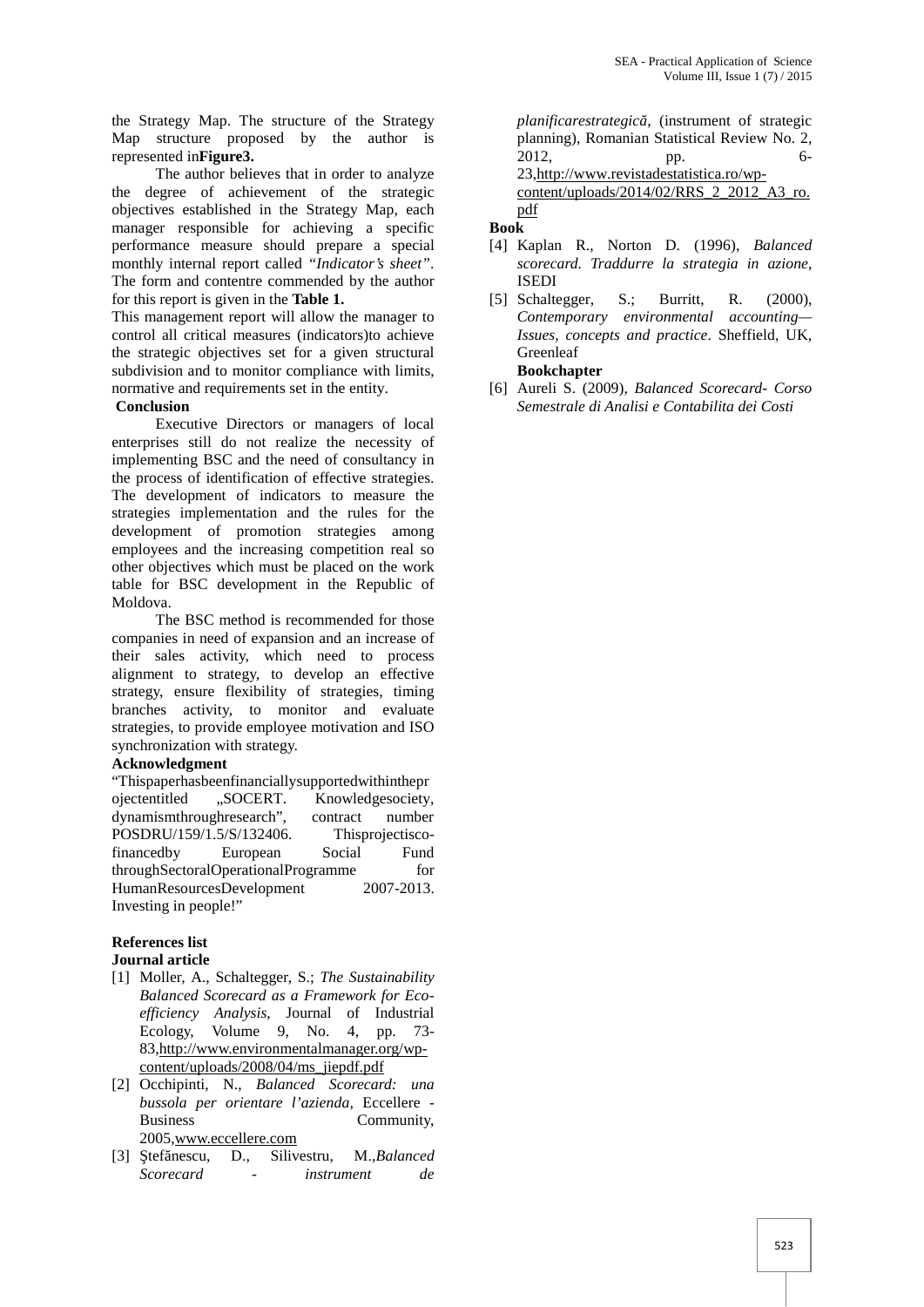the Strategy Map. The structure of the Strategy Map structure proposed by the author is represented in**Figure3.**

The author believes that in order to analyze the degree of achievement of the strategic objectives established in the Strategy Map, each manager responsible for achieving a specific performance measure should prepare a special monthly internal report called *"Indicator's sheet"*. The form and contentre commended by the author for this report is given in the **Table 1.**

This management report will allow the manager to control all critical measures (indicators)to achieve the strategic objectives set for a given structural subdivision and to monitor compliance with limits, normative and requirements set in the entity.

## Conclusion

Executive Directors or managers of local enterprises still do not realize the necessity of implementing BSC and the need of consultancy in the process of identification of effective strategies. The development of indicators to measure the strategies implementation and the rules for the development of promotion strategies among employees and the increasing competition real so other objectives which must be placed on the work table for BSC development in the Republic of Moldova.

The BSC method is recommended for those companies in need of expansion and an increase of their sales activity, which need to process alignment to strategy, to develop an effective strategy, ensure flexibility of strategies, timing branches activity, to monitor and evaluate strategies, to provide employee motivation and ISO synchronization with strategy.

## Acknowledgment

"Thispaperhasbeenfinanciallysupportedwithintheprojectentitled „SOCERT. Knowledgesociety, dynamismthroughresearch", contract number POSDRU/159/1.5/S/132406. Thisprojectisco-financedby European Social Fund throughSectoralOperationalProgramme for HumanResourcesDevelopment 2007-2013. Investing in people!"

## References list

**Journal article**

[1] Moller, A., Schaltegger, S.; *The Sustainability Balanced Scorecard as a Framework for Eco-efficiency Analysis*, Journal of Industrial Ecology, Volume 9, No. 4, pp. 73-83,http://www.environmentalmanager.org/wp-content/uploads/2008/04/ms_jiepdf.pdf

[2] Occhipinti, N., *Balanced Scorecard: una bussola per orientare l'azienda*, Eccellere - Business Community, 2005,www.eccellere.com

[3] Ştefănescu, D., Silivestru, M.,*Balanced Scorecard - instrument de planificarestrategică*, (instrument of strategic planning), Romanian Statistical Review No. 2, 2012, pp. 6-23,http://www.revistadestatistica.ro/wp-content/uploads/2014/02/RRS_2_2012_A3_ro.pdf

**Book**

[4] Kaplan R., Norton D. (1996), *Balanced scorecard. Traddurre la strategia in azione*, ISEDI

[5] Schaltegger, S.; Burritt, R. (2000), *Contemporary environmental accounting—Issues, concepts and practice*. Sheffield, UK, Greenleaf

**Bookchapter**

[6] Aureli S. (2009), *Balanced Scorecard- Corso Semestrale di Analisi e Contabilita dei Costi*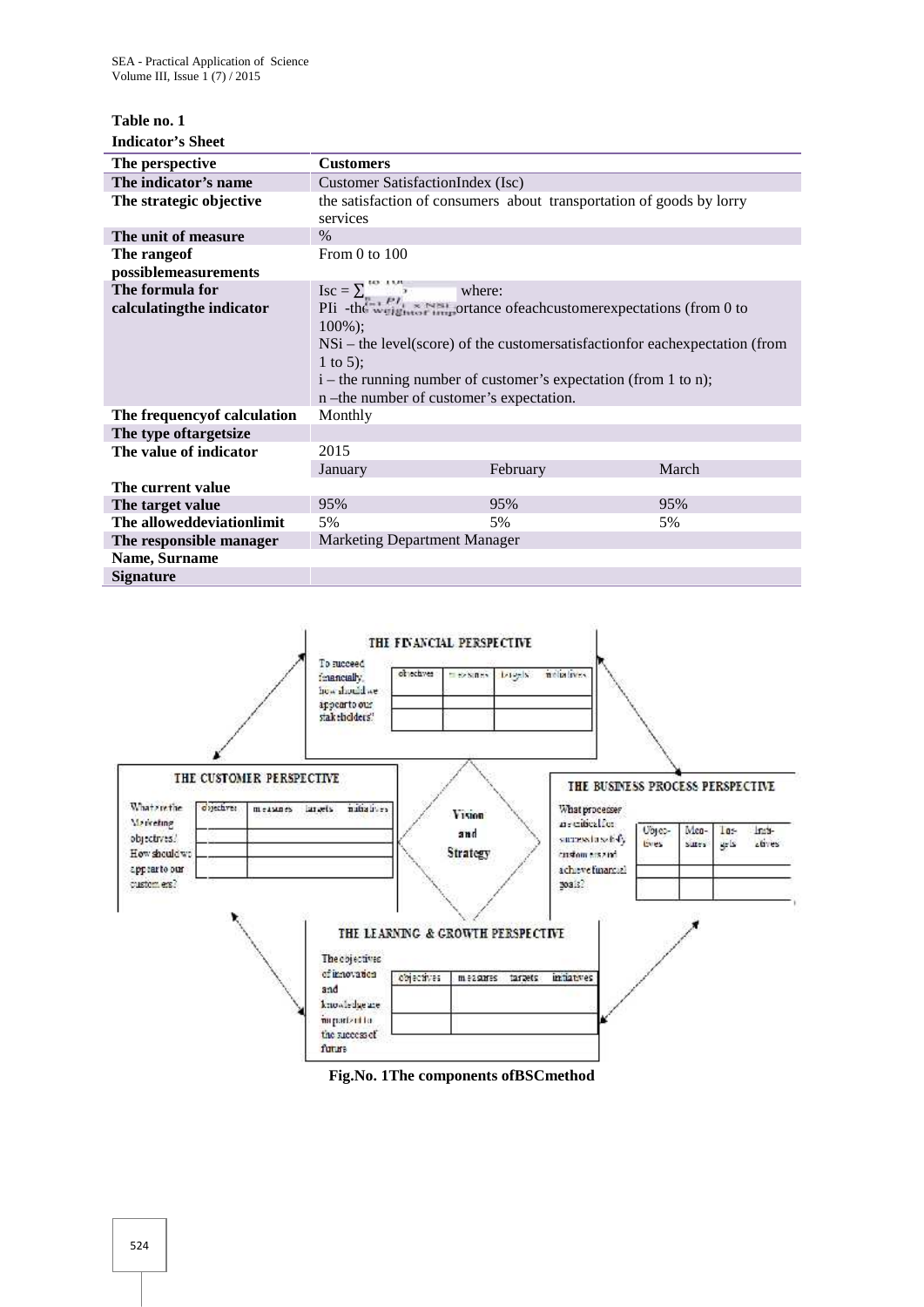**Table no. 1**

**Indicator's Sheet**

| **The perspective** | **Customers** | | |
|---|---|---|---|
| **The indicator's name** | Customer SatisfactionIndex (Isc) | | |
| **The strategic objective** | the satisfaction of consumers about transportation of goods by lorry services | | |
| **The unit of measure** | % | | |
| **The rangeof possiblemeasurements** | From 0 to 100 | | |
| **The formula for calculatingthe indicator** | $Isc = \sum_{i=1}^{n} \frac{PI_i \times NS_i}{...}$ where: PIi -the weighted importance ofeachcustomerexpectations (from 0 to 100%); NSi – the level(score) of the customersatisfactionfor eachexpectation (from 1 to 5); i – the running number of customer's expectation (from 1 to n); n –the number of customer's expectation. | | |
| **The frequencyof calculation** | Monthly | | |
| **The type oftargetsize** | | | |
| **The value of indicator** | 2015 | | |
| | January | February | March |
| **The current value** | | | |
| **The target value** | 95% | 95% | 95% |
| **The alloweddeviationlimit** | 5% | 5% | 5% |
| **The responsible manager** | Marketing Department Manager | | |
| **Name, Surname** | | | |
| **Signature** | | | |

THE FINANCIAL PERSPECTIVE

To succeed financially, how should we appear to our stakeholders?

| objectives | measures | targets | initiatives |
|---|---|---|---|
| | | | |
| | | | |

THE CUSTOMER PERSPECTIVE

What are the Marketing objectives? How should we appear to our customers?

| objectives | measures | targets | initiatives |
|---|---|---|---|
| | | | |
| | | | |
| | | | |

Vision and Strategy

THE BUSINESS PROCESS PERSPECTIVE

What processes are critical for success in satisfying customers and achieve financial goals?

| Objectives | Measures | Targets | Initiatives |
|---|---|---|---|
| | | | |
| | | | |

THE LEARNING & GROWTH PERSPECTIVE

The objectives of innovation and knowledge are important to the success of future

| objectives | measures | targets | initiatives |
|---|---|---|---|
| | | | |
| | | | |

**Fig.No. 1The components ofBSCmethod**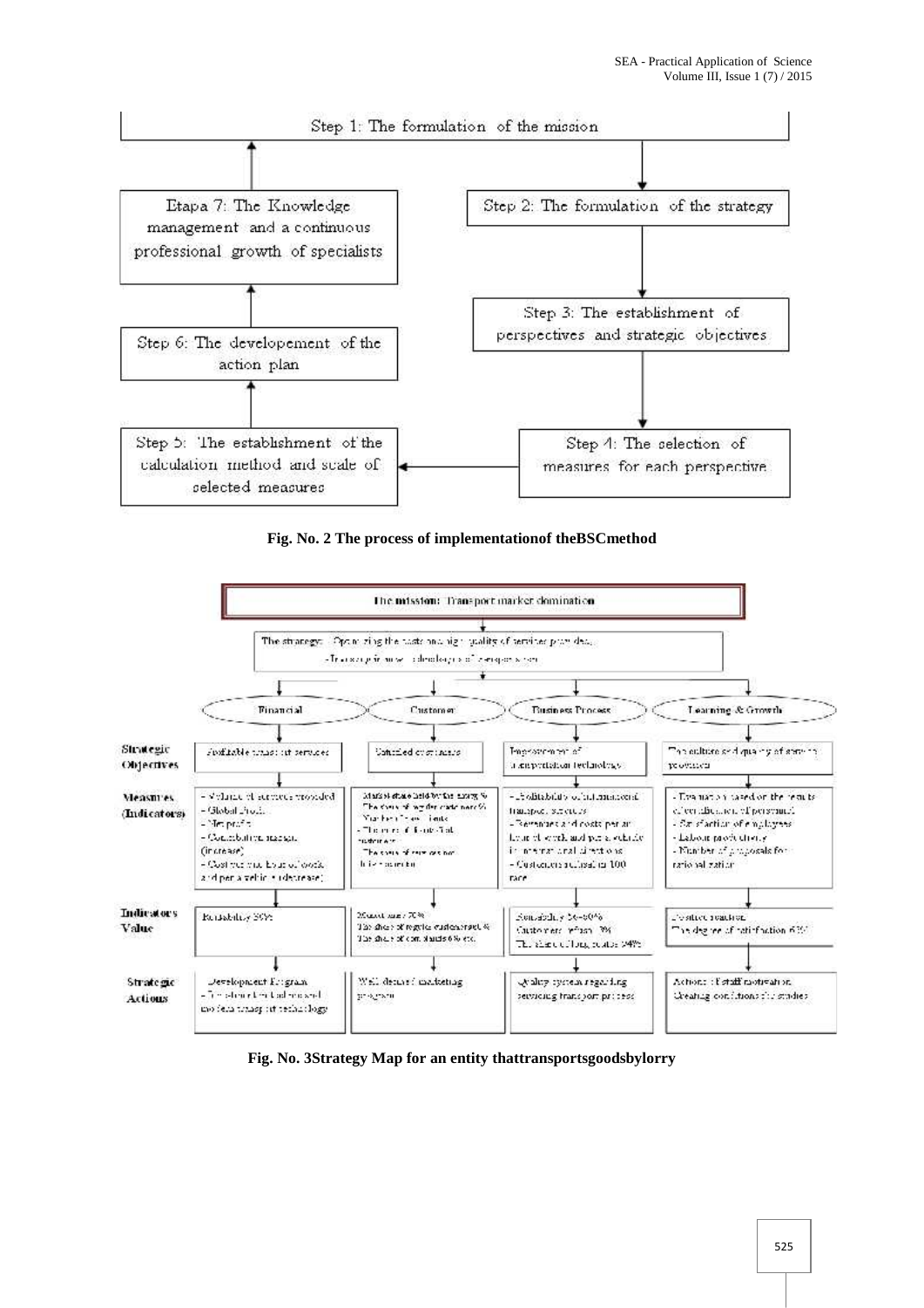Step 1: The formulation of the mission

Step 2: The formulation of the strategy

Step 3: The establishment of perspectives and strategic objectives

Step 4: The selection of measures for each perspective

Step 5: The establishment of the calculation method and scale of selected measures

Step 6: The developement of the action plan

Etapa 7: The Knowledge management and a continuous professional growth of specialists

**Fig. No. 2 The process of implementationof theBSCmethod**

The mission: Transport market domination

The strategy: - Optimizing the costs and high quality of services provided;
- Transport in new technologies of transportation

| | Financial | Customer | Business Process | Learning & Growth |
|---|---|---|---|---|
| **Strategic Objectives** | Profitable transport services | Satisfied customers | Improvement of transportation technology | The culture and quality of services provided |
| **Measures (Indicators)** | - Volume of services provided<br>- Global Profit<br>- Net profit<br>- Contribution margin (increase)<br>- Cost per one hour of work and per a vehicle (decrease) | Market share held by the entity %<br>The share of regular customers %<br>Number of new clients<br>- The number of complaints/customers<br>- The share of services per one month | - Profitability of international transport services<br>- Revenues and costs per an hour of work and per a vehicle in international directions<br>- Customers satisfaction 100 rate | - Evaluation based on the results of certification of personnel<br>- Satisfaction of employees<br>- Labour productivity<br>- Number of proposals for rationalization |
| **Indicators Value** | Profitability 30% | Market share 70%<br>The share of regular customers %<br>The share of complaints 6% etc. | Profitability 50-60%<br>Customers return 3%<br>The share of long routes 94% | Positive reaction<br>The degree of satisfaction 65% |
| **Strategic Actions** | Development Program<br>- The introduction of new and modern transport technology | Well designed marketing program | Quality system regarding servicing transport process | Actions: Staff motivation<br>Creating conditions for studies |

**Fig. No. 3Strategy Map for an entity thattransportsgoodsbylorry**